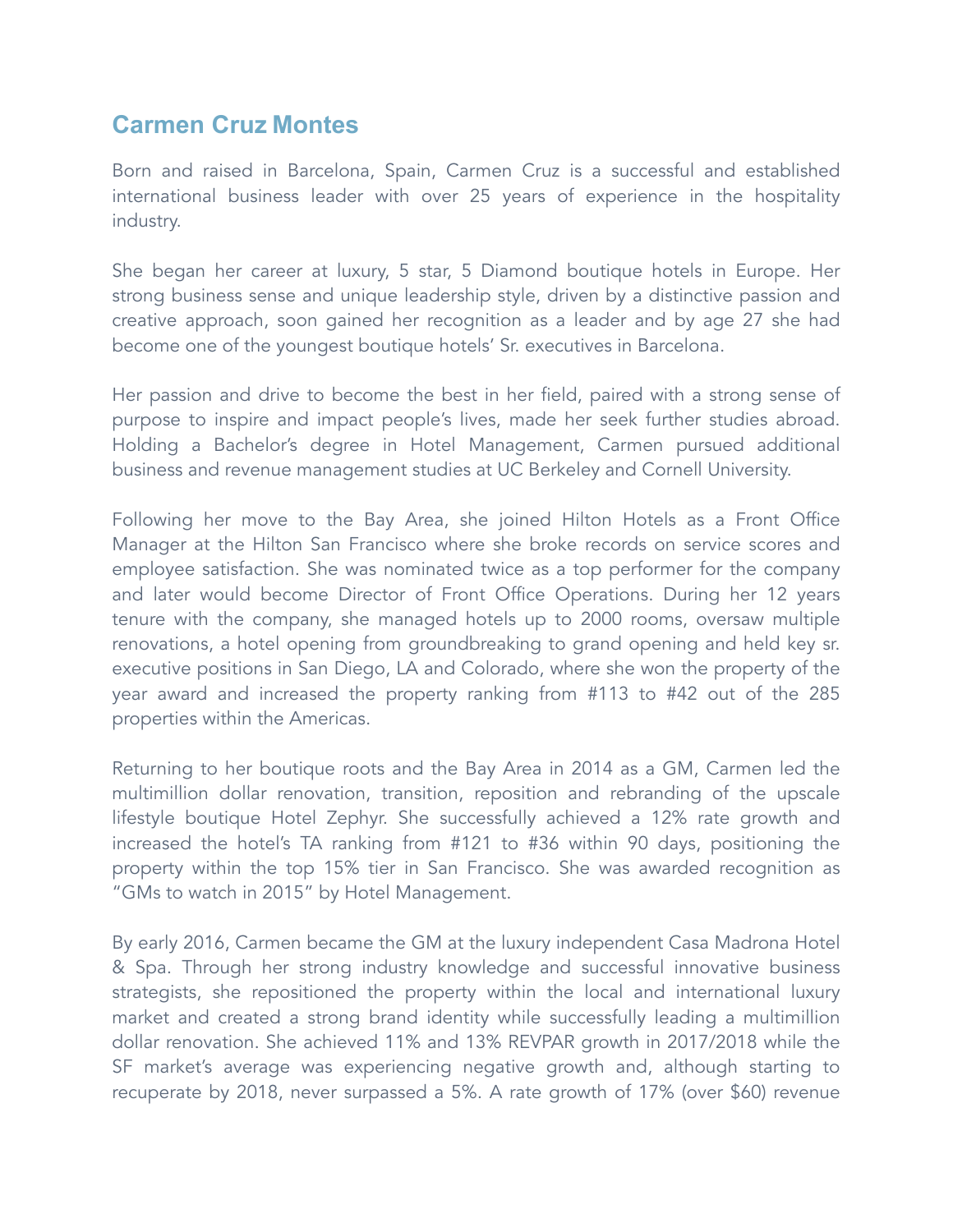## Carmen Cruz Montes

Born and raised in Barcelona, Spain, Carmen Cruz is a successful and established international business leader with over 25 years of experience in the hospitality industry.

She began her career at luxury, 5 star, 5 Diamond boutique hotels in Europe. Her strong business sense and unique leadership style, driven by a distinctive passion and creative approach, soon gained her recognition as a leader and by age 27 she had become one of the youngest boutique hotels' Sr. executives in Barcelona.

Her passion and drive to become the best in her field, paired with a strong sense of purpose to inspire and impact people's lives, made her seek further studies abroad. Holding a Bachelor's degree in Hotel Management, Carmen pursued additional business and revenue management studies at UC Berkeley and Cornell University.

Following her move to the Bay Area, she joined Hilton Hotels as a Front Office Manager at the Hilton San Francisco where she broke records on service scores and employee satisfaction. She was nominated twice as a top performer for the company and later would become Director of Front Office Operations. During her 12 years tenure with the company, she managed hotels up to 2000 rooms, oversaw multiple renovations, a hotel opening from groundbreaking to grand opening and held key sr. executive positions in San Diego, LA and Colorado, where she won the property of the year award and increased the property ranking from #113 to #42 out of the 285 properties within the Americas.

Returning to her boutique roots and the Bay Area in 2014 as a GM, Carmen led the multimillion dollar renovation, transition, reposition and rebranding of the upscale lifestyle boutique Hotel Zephyr. She successfully achieved a 12% rate growth and increased the hotel's TA ranking from #121 to #36 within 90 days, positioning the property within the top 15% tier in San Francisco. She was awarded recognition as "GMs to watch in 2015" by Hotel Management.

By early 2016, Carmen became the GM at the luxury independent Casa Madrona Hotel & Spa. Through her strong industry knowledge and successful innovative business strategists, she repositioned the property within the local and international luxury market and created a strong brand identity while successfully leading a multimillion dollar renovation. She achieved 11% and 13% REVPAR growth in 2017/2018 while the SF market's average was experiencing negative growth and, although starting to recuperate by 2018, never surpassed a 5%. A rate growth of 17% (over $60) revenue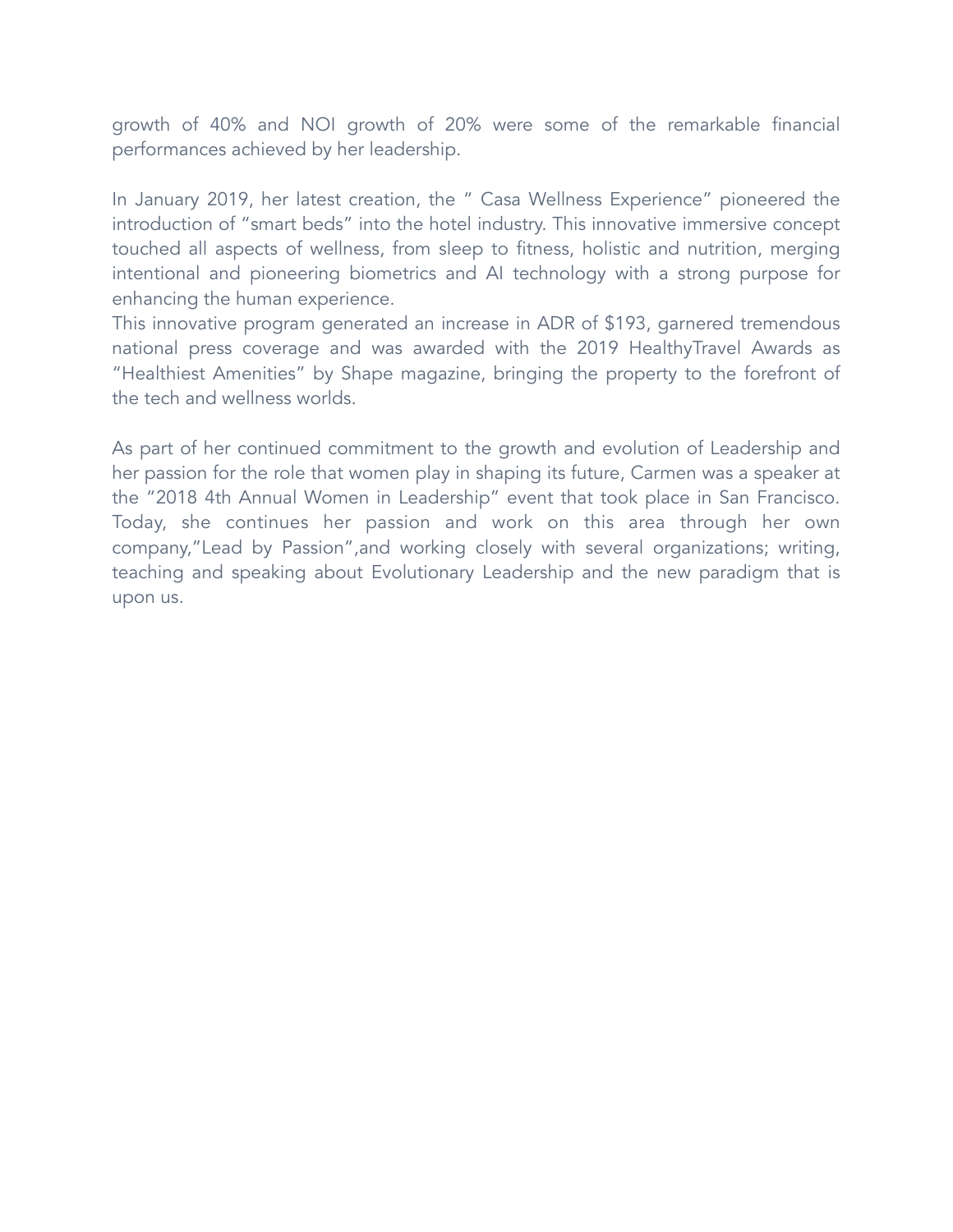growth of 40% and NOI growth of 20% were some of the remarkable financial performances achieved by her leadership.

In January 2019, her latest creation, the " Casa Wellness Experience" pioneered the introduction of "smart beds" into the hotel industry. This innovative immersive concept touched all aspects of wellness, from sleep to fitness, holistic and nutrition, merging intentional and pioneering biometrics and AI technology with a strong purpose for enhancing the human experience.
This innovative program generated an increase in ADR of $193, garnered tremendous national press coverage and was awarded with the 2019 HealthyTravel Awards as "Healthiest Amenities" by Shape magazine, bringing the property to the forefront of the tech and wellness worlds.

As part of her continued commitment to the growth and evolution of Leadership and her passion for the role that women play in shaping its future, Carmen was a speaker at the "2018 4th Annual Women in Leadership" event that took place in San Francisco. Today, she continues her passion and work on this area through her own company,"Lead by Passion",and working closely with several organizations; writing, teaching and speaking about Evolutionary Leadership and the new paradigm that is upon us.